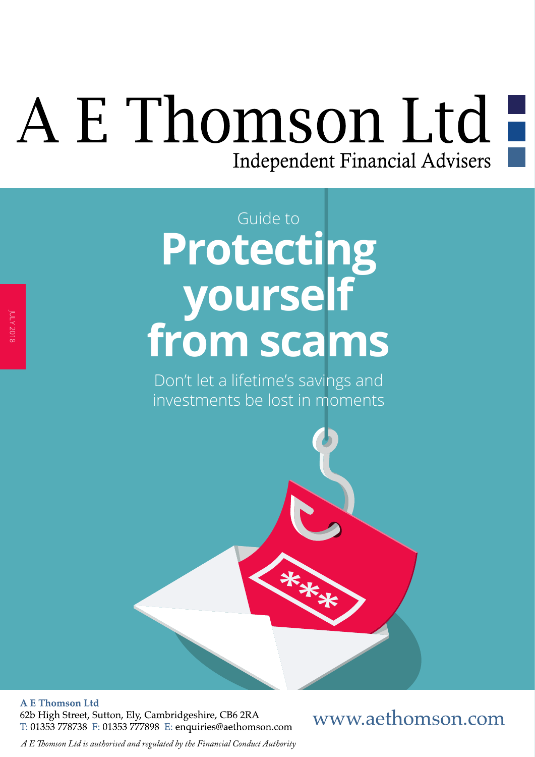# A E Thomson Ltd

Independent Financial Advisers

JULY 2018

Guide to

# Protecting yourself from scams

Don't let a lifetime's savings and investments be lost in moments

**A E Thomson Ltd**
62b High Street, Sutton, Ely, Cambridgeshire, CB6 2RA
T: 01353 778738 F: 01353 777898 E: enquiries@aethomson.com

www.aethomson.com

*A E Thomson Ltd is authorised and regulated by the Financial Conduct Authority*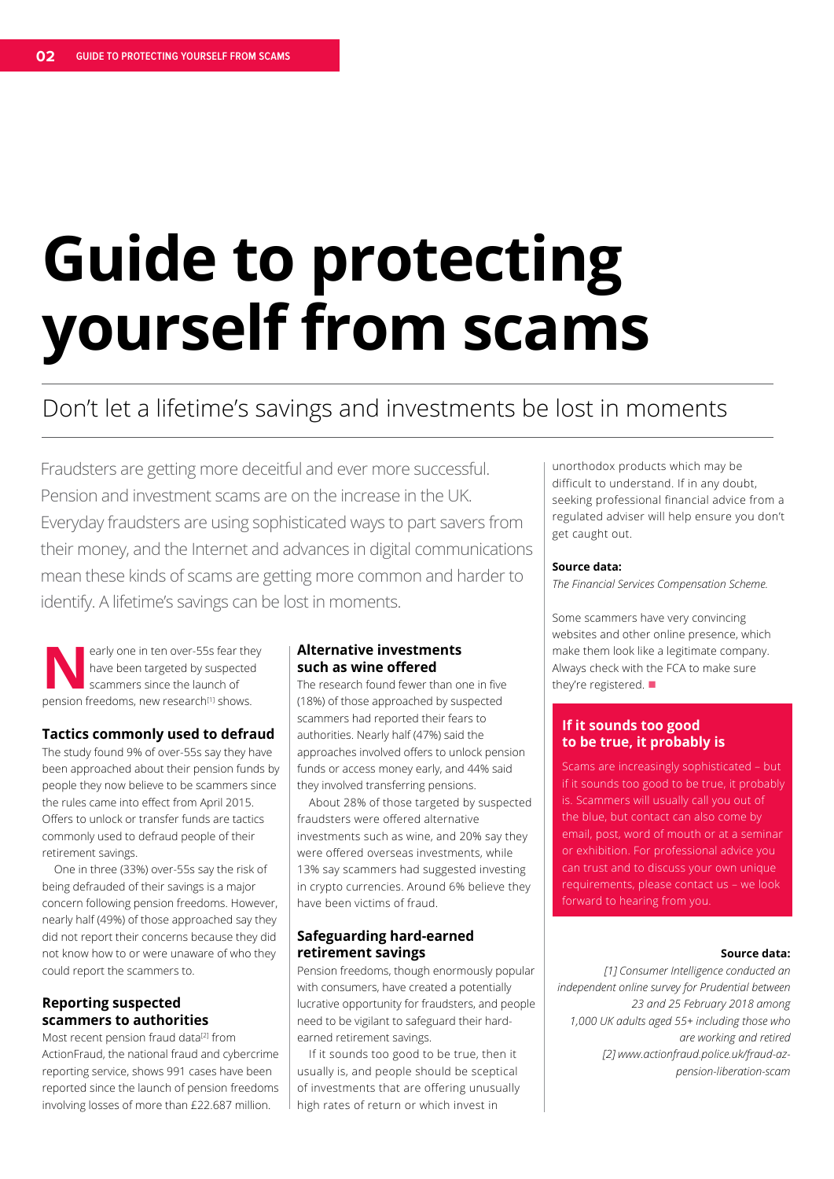# Guide to protecting yourself from scams

## Don't let a lifetime's savings and investments be lost in moments

Fraudsters are getting more deceitful and ever more successful. Pension and investment scams are on the increase in the UK. Everyday fraudsters are using sophisticated ways to part savers from their money, and the Internet and advances in digital communications mean these kinds of scams are getting more common and harder to identify. A lifetime's savings can be lost in moments.

Nearly one in ten over-55s fear they have been targeted by suspected scammers since the launch of pension freedoms, new research[1] shows.

### Tactics commonly used to defraud

The study found 9% of over-55s say they have been approached about their pension funds by people they now believe to be scammers since the rules came into effect from April 2015. Offers to unlock or transfer funds are tactics commonly used to defraud people of their retirement savings.

One in three (33%) over-55s say the risk of being defrauded of their savings is a major concern following pension freedoms. However, nearly half (49%) of those approached say they did not report their concerns because they did not know how to or were unaware of who they could report the scammers to.

### Reporting suspected scammers to authorities

Most recent pension fraud data[2] from ActionFraud, the national fraud and cybercrime reporting service, shows 991 cases have been reported since the launch of pension freedoms involving losses of more than £22.687 million.

### Alternative investments such as wine offered

The research found fewer than one in five (18%) of those approached by suspected scammers had reported their fears to authorities. Nearly half (47%) said the approaches involved offers to unlock pension funds or access money early, and 44% said they involved transferring pensions.

About 28% of those targeted by suspected fraudsters were offered alternative investments such as wine, and 20% say they were offered overseas investments, while 13% say scammers had suggested investing in crypto currencies. Around 6% believe they have been victims of fraud.

### Safeguarding hard-earned retirement savings

Pension freedoms, though enormously popular with consumers, have created a potentially lucrative opportunity for fraudsters, and people need to be vigilant to safeguard their hard-earned retirement savings.

If it sounds too good to be true, then it usually is, and people should be sceptical of investments that are offering unusually high rates of return or which invest in unorthodox products which may be difficult to understand. If in any doubt, seeking professional financial advice from a regulated adviser will help ensure you don't get caught out.

**Source data:**

*The Financial Services Compensation Scheme.*

Some scammers have very convincing websites and other online presence, which make them look like a legitimate company. Always check with the FCA to make sure they're registered.

### If it sounds too good to be true, it probably is

Scams are increasingly sophisticated – but if it sounds too good to be true, it probably is. Scammers will usually call you out of the blue, but contact can also come by email, post, word of mouth or at a seminar or exhibition. For professional advice you can trust and to discuss your own unique requirements, please contact us – we look forward to hearing from you.

**Source data:**

*[1] Consumer Intelligence conducted an independent online survey for Prudential between 23 and 25 February 2018 among 1,000 UK adults aged 55+ including those who are working and retired*

*[2] www.actionfraud.police.uk/fraud-az-pension-liberation-scam*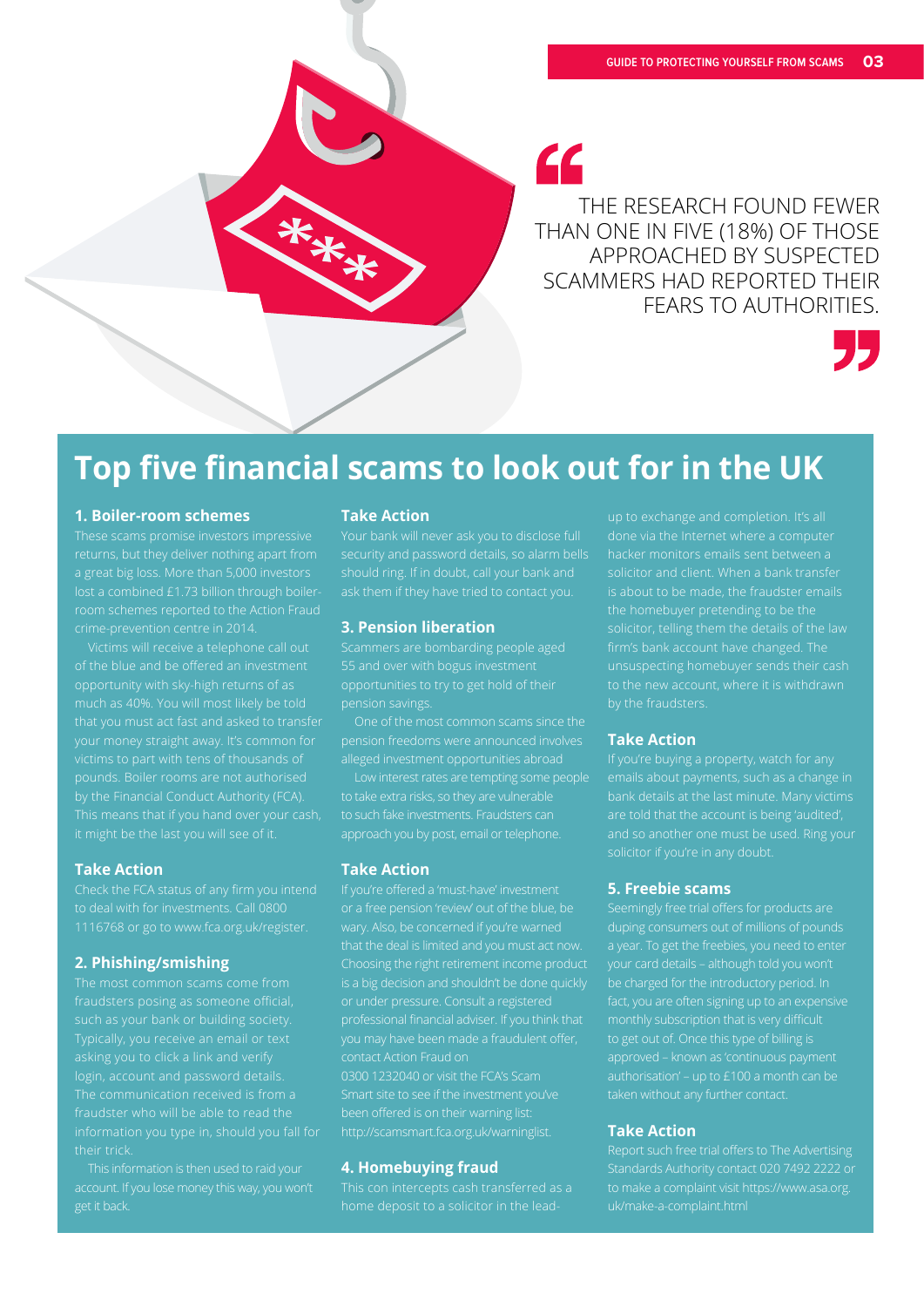> THE RESEARCH FOUND FEWER THAN ONE IN FIVE (18%) OF THOSE APPROACHED BY SUSPECTED SCAMMERS HAD REPORTED THEIR FEARS TO AUTHORITIES.

# Top five financial scams to look out for in the UK

### 1. Boiler-room schemes

These scams promise investors impressive returns, but they deliver nothing apart from a great big loss. More than 5,000 investors lost a combined £1.73 billion through boiler-room schemes reported to the Action Fraud crime-prevention centre in 2014.

Victims will receive a telephone call out of the blue and be offered an investment opportunity with sky-high returns of as much as 40%. You will most likely be told that you must act fast and asked to transfer your money straight away. It's common for victims to part with tens of thousands of pounds. Boiler rooms are not authorised by the Financial Conduct Authority (FCA). This means that if you hand over your cash, it might be the last you will see of it.

### Take Action

Check the FCA status of any firm you intend to deal with for investments. Call 0800 1116768 or go to www.fca.org.uk/register.

### 2. Phishing/smishing

The most common scams come from fraudsters posing as someone official, such as your bank or building society. Typically, you receive an email or text asking you to click a link and verify login, account and password details. The communication received is from a fraudster who will be able to read the information you type in, should you fall for their trick.

This information is then used to raid your account. If you lose money this way, you won't get it back.

### Take Action

Your bank will never ask you to disclose full security and password details, so alarm bells should ring. If in doubt, call your bank and ask them if they have tried to contact you.

### 3. Pension liberation

Scammers are bombarding people aged 55 and over with bogus investment opportunities to try to get hold of their pension savings.

One of the most common scams since the pension freedoms were announced involves alleged investment opportunities abroad.

Low interest rates are tempting some people to take extra risks, so they are vulnerable to such fake investments. Fraudsters can approach you by post, email or telephone.

### Take Action

If you're offered a 'must-have' investment or a free pension 'review' out of the blue, be wary. Also, be concerned if you're warned that the deal is limited and you must act now. Choosing the right retirement income product is a big decision and shouldn't be done quickly or under pressure. Consult a registered professional financial adviser. If you think that you may have been made a fraudulent offer, contact Action Fraud on 0300 1232040 or visit the FCA's Scam Smart site to see if the investment you've been offered is on their warning list: http://scamsmart.fca.org.uk/warninglist.

### 4. Homebuying fraud

This con intercepts cash transferred as a home deposit to a solicitor in the lead-up to exchange and completion. It's all done via the Internet where a computer hacker monitors emails sent between a solicitor and client. When a bank transfer is about to be made, the fraudster emails the homebuyer pretending to be the solicitor, telling them the details of the law firm's bank account have changed. The unsuspecting homebuyer sends their cash to the new account, where it is withdrawn by the fraudsters.

### Take Action

If you're buying a property, watch for any emails about payments, such as a change in bank details at the last minute. Many victims are told that the account is being 'audited', and so another one must be used. Ring your solicitor if you're in any doubt.

### 5. Freebie scams

Seemingly free trial offers for products are duping consumers out of millions of pounds a year. To get the freebies, you need to enter your card details – although told you won't be charged for the introductory period. In fact, you are often signing up to an expensive monthly subscription that is very difficult to get out of. Once this type of billing is approved – known as 'continuous payment authorisation' – up to £100 a month can be taken without any further contact.

### Take Action

Report such free trial offers to The Advertising Standards Authority contact 020 7492 2222 or to make a complaint visit https://www.asa.org.uk/make-a-complaint.html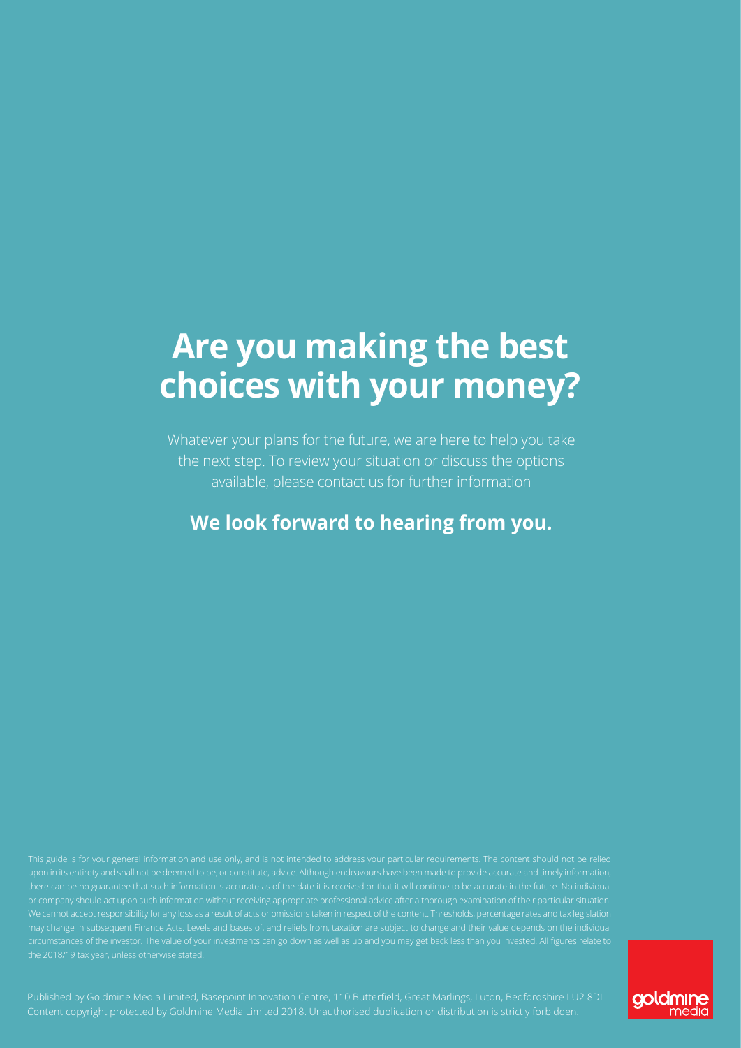# Are you making the best choices with your money?

Whatever your plans for the future, we are here to help you take the next step. To review your situation or discuss the options available, please contact us for further information

**We look forward to hearing from you.**

This guide is for your general information and use only, and is not intended to address your particular requirements. The content should not be relied upon in its entirety and shall not be deemed to be, or constitute, advice. Although endeavours have been made to provide accurate and timely information, there can be no guarantee that such information is accurate as of the date it is received or that it will continue to be accurate in the future. No individual or company should act upon such information without receiving appropriate professional advice after a thorough examination of their particular situation. We cannot accept responsibility for any loss as a result of acts or omissions taken in respect of the content. Thresholds, percentage rates and tax legislation may change in subsequent Finance Acts. Levels and bases of, and reliefs from, taxation are subject to change and their value depends on the individual circumstances of the investor. The value of your investments can go down as well as up and you may get back less than you invested. All figures relate to the 2018/19 tax year, unless otherwise stated.

Published by Goldmine Media Limited, Basepoint Innovation Centre, 110 Butterfield, Great Marlings, Luton, Bedfordshire LU2 8DL
Content copyright protected by Goldmine Media Limited 2018. Unauthorised duplication or distribution is strictly forbidden.

goldmine media